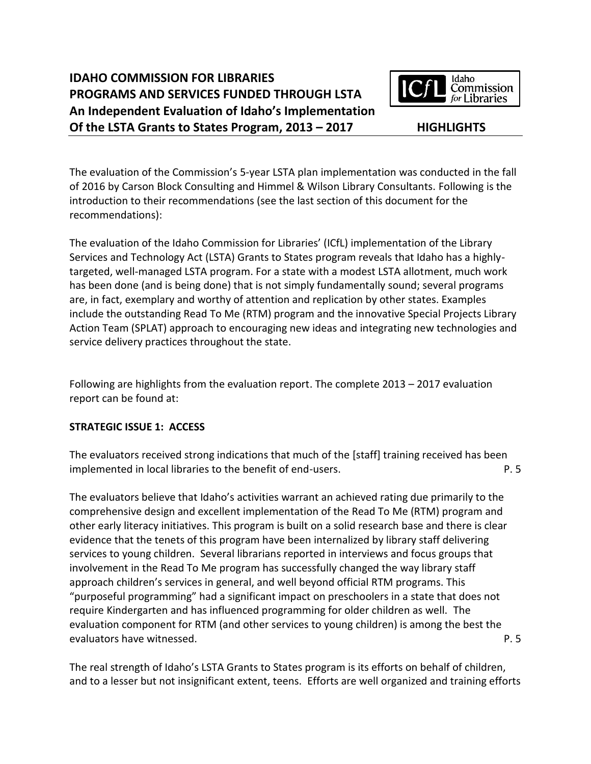# IDAHO COMMISSION FOR LIBRARIES
# PROGRAMS AND SERVICES FUNDED THROUGH LSTA
# An Independent Evaluation of Idaho's Implementation Of the LSTA Grants to States Program, 2013 – 2017

**HIGHLIGHTS**

The evaluation of the Commission's 5-year LSTA plan implementation was conducted in the fall of 2016 by Carson Block Consulting and Himmel & Wilson Library Consultants. Following is the introduction to their recommendations (see the last section of this document for the recommendations):

The evaluation of the Idaho Commission for Libraries' (ICfL) implementation of the Library Services and Technology Act (LSTA) Grants to States program reveals that Idaho has a highly-targeted, well-managed LSTA program. For a state with a modest LSTA allotment, much work has been done (and is being done) that is not simply fundamentally sound; several programs are, in fact, exemplary and worthy of attention and replication by other states. Examples include the outstanding Read To Me (RTM) program and the innovative Special Projects Library Action Team (SPLAT) approach to encouraging new ideas and integrating new technologies and service delivery practices throughout the state.

Following are highlights from the evaluation report. The complete 2013 – 2017 evaluation report can be found at:

## STRATEGIC ISSUE 1: ACCESS

The evaluators received strong indications that much of the [staff] training received has been implemented in local libraries to the benefit of end-users. P. 5

The evaluators believe that Idaho's activities warrant an achieved rating due primarily to the comprehensive design and excellent implementation of the Read To Me (RTM) program and other early literacy initiatives. This program is built on a solid research base and there is clear evidence that the tenets of this program have been internalized by library staff delivering services to young children. Several librarians reported in interviews and focus groups that involvement in the Read To Me program has successfully changed the way library staff approach children's services in general, and well beyond official RTM programs. This "purposeful programming" had a significant impact on preschoolers in a state that does not require Kindergarten and has influenced programming for older children as well. The evaluation component for RTM (and other services to young children) is among the best the evaluators have witnessed. P. 5

The real strength of Idaho's LSTA Grants to States program is its efforts on behalf of children, and to a lesser but not insignificant extent, teens. Efforts are well organized and training efforts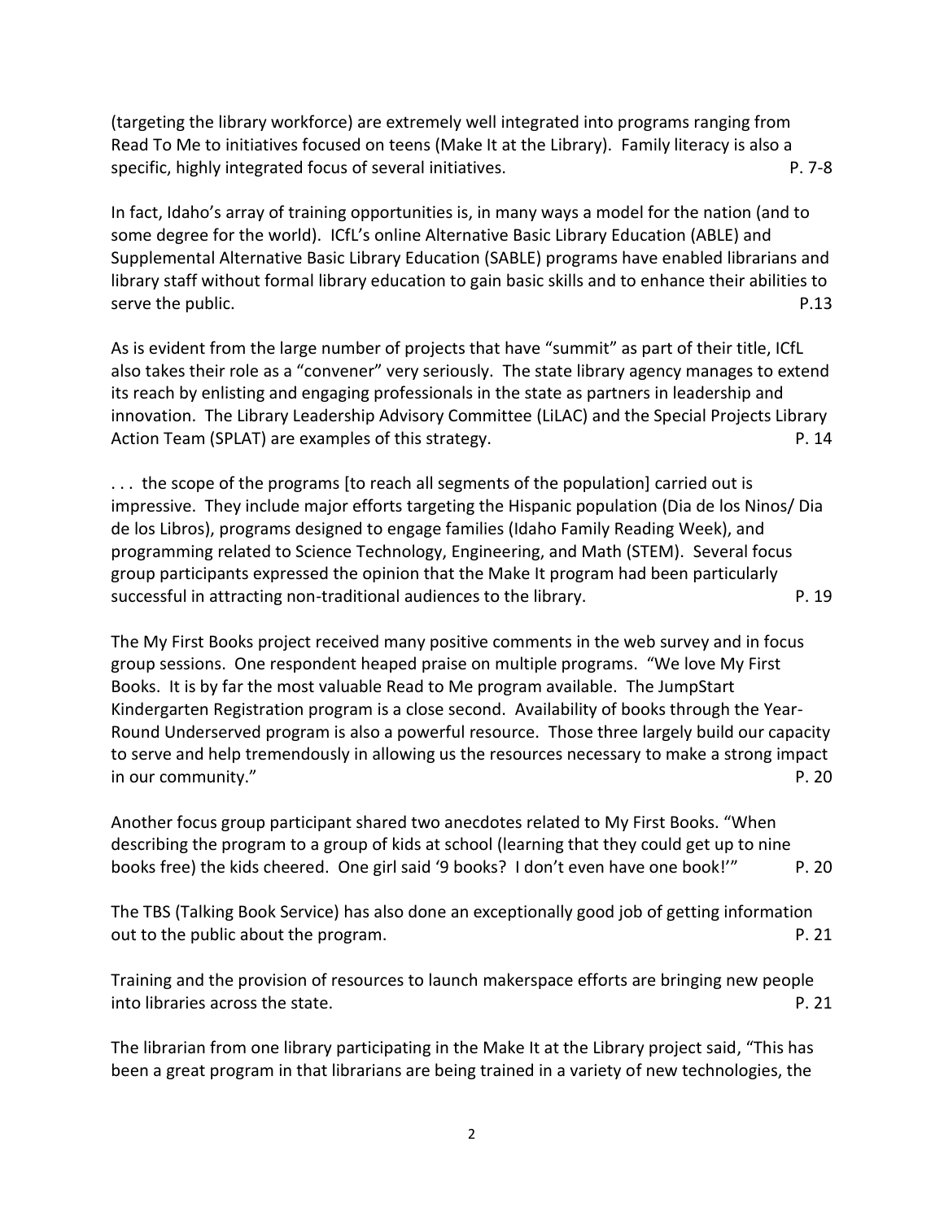(targeting the library workforce) are extremely well integrated into programs ranging from Read To Me to initiatives focused on teens (Make It at the Library). Family literacy is also a specific, highly integrated focus of several initiatives. P. 7-8

In fact, Idaho's array of training opportunities is, in many ways a model for the nation (and to some degree for the world). ICfL's online Alternative Basic Library Education (ABLE) and Supplemental Alternative Basic Library Education (SABLE) programs have enabled librarians and library staff without formal library education to gain basic skills and to enhance their abilities to serve the public. P.13

As is evident from the large number of projects that have "summit" as part of their title, ICfL also takes their role as a "convener" very seriously. The state library agency manages to extend its reach by enlisting and engaging professionals in the state as partners in leadership and innovation. The Library Leadership Advisory Committee (LiLAC) and the Special Projects Library Action Team (SPLAT) are examples of this strategy. P. 14

. . . the scope of the programs [to reach all segments of the population] carried out is impressive. They include major efforts targeting the Hispanic population (Dia de los Ninos/ Dia de los Libros), programs designed to engage families (Idaho Family Reading Week), and programming related to Science Technology, Engineering, and Math (STEM). Several focus group participants expressed the opinion that the Make It program had been particularly successful in attracting non-traditional audiences to the library. P. 19

The My First Books project received many positive comments in the web survey and in focus group sessions. One respondent heaped praise on multiple programs. "We love My First Books. It is by far the most valuable Read to Me program available. The JumpStart Kindergarten Registration program is a close second. Availability of books through the Year-Round Underserved program is also a powerful resource. Those three largely build our capacity to serve and help tremendously in allowing us the resources necessary to make a strong impact in our community." P. 20

Another focus group participant shared two anecdotes related to My First Books. "When describing the program to a group of kids at school (learning that they could get up to nine books free) the kids cheered. One girl said '9 books? I don't even have one book!'" P. 20

The TBS (Talking Book Service) has also done an exceptionally good job of getting information out to the public about the program. P. 21

Training and the provision of resources to launch makerspace efforts are bringing new people into libraries across the state. P. 21

The librarian from one library participating in the Make It at the Library project said, "This has been a great program in that librarians are being trained in a variety of new technologies, the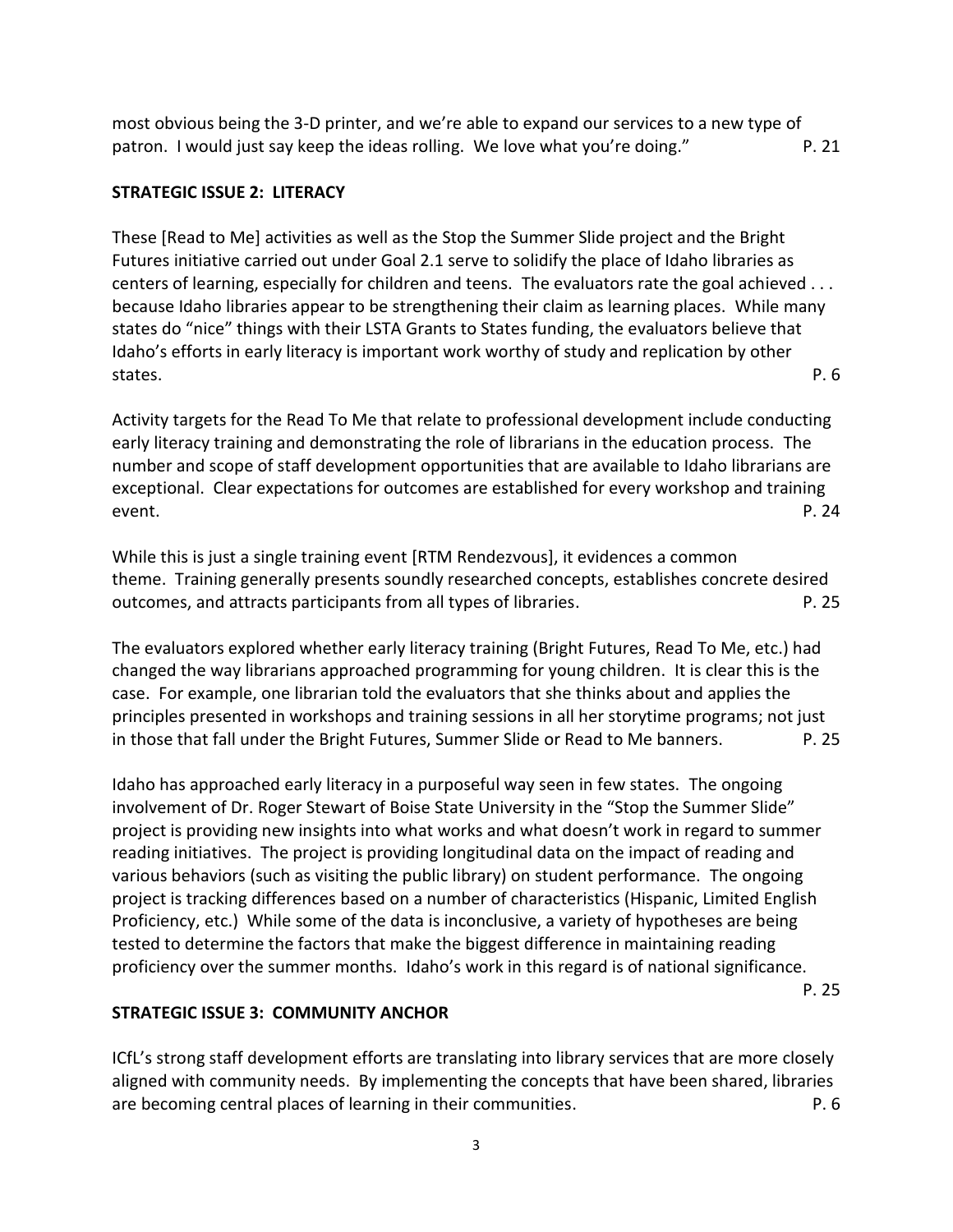most obvious being the 3-D printer, and we're able to expand our services to a new type of patron. I would just say keep the ideas rolling. We love what you're doing." P. 21

**STRATEGIC ISSUE 2: LITERACY**

These [Read to Me] activities as well as the Stop the Summer Slide project and the Bright Futures initiative carried out under Goal 2.1 serve to solidify the place of Idaho libraries as centers of learning, especially for children and teens. The evaluators rate the goal achieved . . . because Idaho libraries appear to be strengthening their claim as learning places. While many states do "nice" things with their LSTA Grants to States funding, the evaluators believe that Idaho's efforts in early literacy is important work worthy of study and replication by other states. P. 6

Activity targets for the Read To Me that relate to professional development include conducting early literacy training and demonstrating the role of librarians in the education process. The number and scope of staff development opportunities that are available to Idaho librarians are exceptional. Clear expectations for outcomes are established for every workshop and training event. P. 24

While this is just a single training event [RTM Rendezvous], it evidences a common theme. Training generally presents soundly researched concepts, establishes concrete desired outcomes, and attracts participants from all types of libraries. P. 25

The evaluators explored whether early literacy training (Bright Futures, Read To Me, etc.) had changed the way librarians approached programming for young children. It is clear this is the case. For example, one librarian told the evaluators that she thinks about and applies the principles presented in workshops and training sessions in all her storytime programs; not just in those that fall under the Bright Futures, Summer Slide or Read to Me banners. P. 25

Idaho has approached early literacy in a purposeful way seen in few states. The ongoing involvement of Dr. Roger Stewart of Boise State University in the "Stop the Summer Slide" project is providing new insights into what works and what doesn't work in regard to summer reading initiatives. The project is providing longitudinal data on the impact of reading and various behaviors (such as visiting the public library) on student performance. The ongoing project is tracking differences based on a number of characteristics (Hispanic, Limited English Proficiency, etc.) While some of the data is inconclusive, a variety of hypotheses are being tested to determine the factors that make the biggest difference in maintaining reading proficiency over the summer months. Idaho's work in this regard is of national significance. P. 25

**STRATEGIC ISSUE 3: COMMUNITY ANCHOR**

ICfL's strong staff development efforts are translating into library services that are more closely aligned with community needs. By implementing the concepts that have been shared, libraries are becoming central places of learning in their communities. P. 6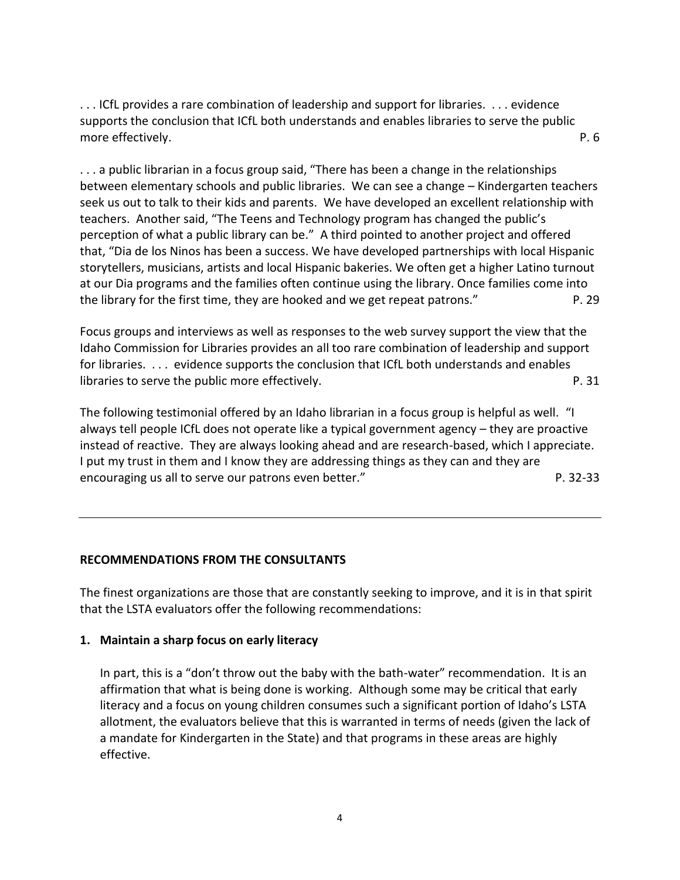. . . ICfL provides a rare combination of leadership and support for libraries. . . . evidence supports the conclusion that ICfL both understands and enables libraries to serve the public more effectively. P. 6

. . . a public librarian in a focus group said, "There has been a change in the relationships between elementary schools and public libraries. We can see a change – Kindergarten teachers seek us out to talk to their kids and parents. We have developed an excellent relationship with teachers. Another said, "The Teens and Technology program has changed the public's perception of what a public library can be." A third pointed to another project and offered that, "Dia de los Ninos has been a success. We have developed partnerships with local Hispanic storytellers, musicians, artists and local Hispanic bakeries. We often get a higher Latino turnout at our Dia programs and the families often continue using the library. Once families come into the library for the first time, they are hooked and we get repeat patrons." P. 29

Focus groups and interviews as well as responses to the web survey support the view that the Idaho Commission for Libraries provides an all too rare combination of leadership and support for libraries. . . . evidence supports the conclusion that ICfL both understands and enables libraries to serve the public more effectively. P. 31

The following testimonial offered by an Idaho librarian in a focus group is helpful as well. "I always tell people ICfL does not operate like a typical government agency – they are proactive instead of reactive. They are always looking ahead and are research-based, which I appreciate. I put my trust in them and I know they are addressing things as they can and they are encouraging us all to serve our patrons even better." P. 32-33

---

## RECOMMENDATIONS FROM THE CONSULTANTS

The finest organizations are those that are constantly seeking to improve, and it is in that spirit that the LSTA evaluators offer the following recommendations:

### 1. Maintain a sharp focus on early literacy

In part, this is a "don't throw out the baby with the bath-water" recommendation. It is an affirmation that what is being done is working. Although some may be critical that early literacy and a focus on young children consumes such a significant portion of Idaho's LSTA allotment, the evaluators believe that this is warranted in terms of needs (given the lack of a mandate for Kindergarten in the State) and that programs in these areas are highly effective.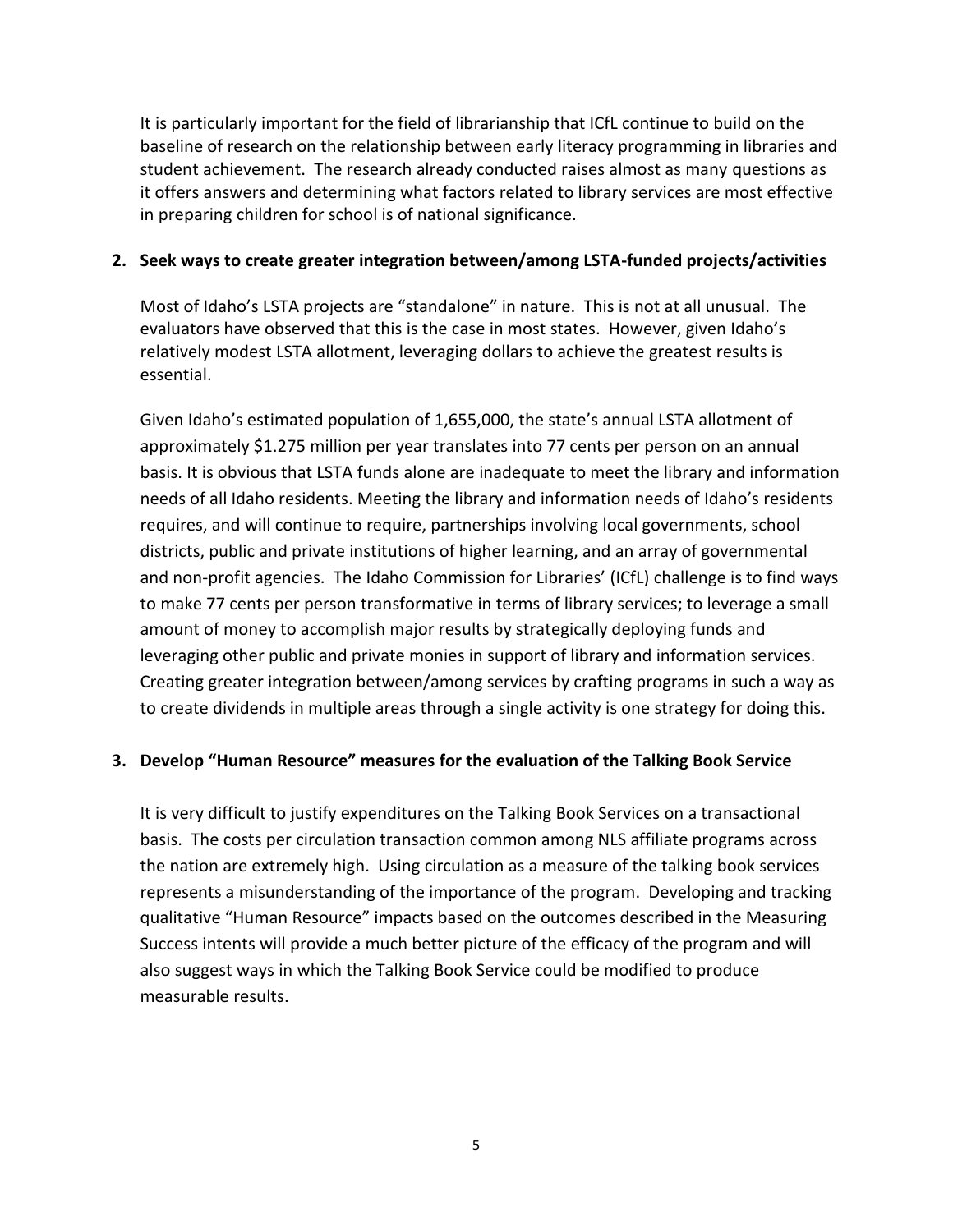It is particularly important for the field of librarianship that ICfL continue to build on the baseline of research on the relationship between early literacy programming in libraries and student achievement. The research already conducted raises almost as many questions as it offers answers and determining what factors related to library services are most effective in preparing children for school is of national significance.

**2. Seek ways to create greater integration between/among LSTA-funded projects/activities**

Most of Idaho's LSTA projects are "standalone" in nature. This is not at all unusual. The evaluators have observed that this is the case in most states. However, given Idaho's relatively modest LSTA allotment, leveraging dollars to achieve the greatest results is essential.

Given Idaho's estimated population of 1,655,000, the state's annual LSTA allotment of approximately $1.275 million per year translates into 77 cents per person on an annual basis. It is obvious that LSTA funds alone are inadequate to meet the library and information needs of all Idaho residents. Meeting the library and information needs of Idaho's residents requires, and will continue to require, partnerships involving local governments, school districts, public and private institutions of higher learning, and an array of governmental and non-profit agencies. The Idaho Commission for Libraries' (ICfL) challenge is to find ways to make 77 cents per person transformative in terms of library services; to leverage a small amount of money to accomplish major results by strategically deploying funds and leveraging other public and private monies in support of library and information services. Creating greater integration between/among services by crafting programs in such a way as to create dividends in multiple areas through a single activity is one strategy for doing this.

**3. Develop "Human Resource" measures for the evaluation of the Talking Book Service**

It is very difficult to justify expenditures on the Talking Book Services on a transactional basis. The costs per circulation transaction common among NLS affiliate programs across the nation are extremely high. Using circulation as a measure of the talking book services represents a misunderstanding of the importance of the program. Developing and tracking qualitative "Human Resource" impacts based on the outcomes described in the Measuring Success intents will provide a much better picture of the efficacy of the program and will also suggest ways in which the Talking Book Service could be modified to produce measurable results.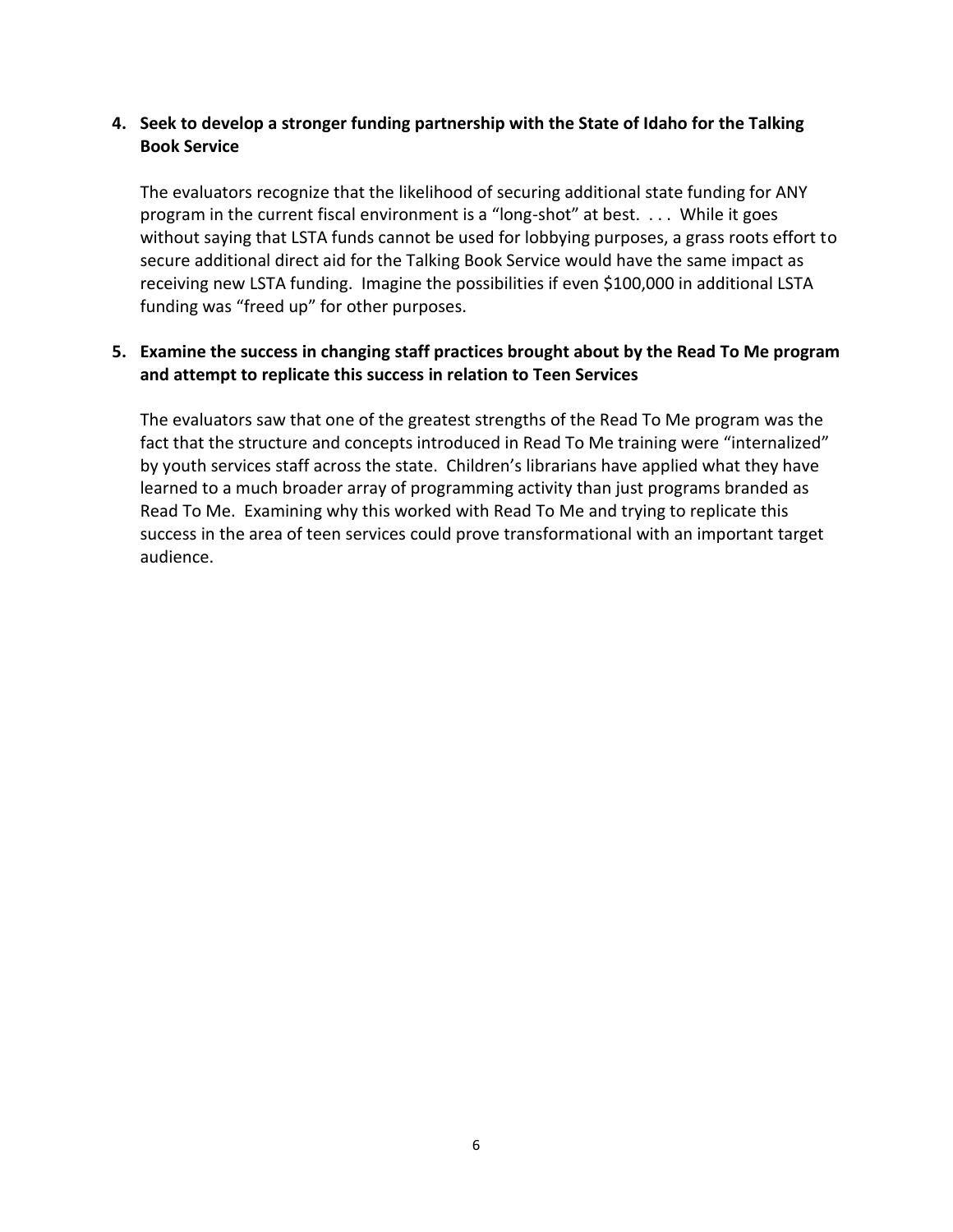4. **Seek to develop a stronger funding partnership with the State of Idaho for the Talking Book Service**

   The evaluators recognize that the likelihood of securing additional state funding for ANY program in the current fiscal environment is a "long-shot" at best. . . . While it goes without saying that LSTA funds cannot be used for lobbying purposes, a grass roots effort to secure additional direct aid for the Talking Book Service would have the same impact as receiving new LSTA funding. Imagine the possibilities if even $100,000 in additional LSTA funding was "freed up" for other purposes.

5. **Examine the success in changing staff practices brought about by the Read To Me program and attempt to replicate this success in relation to Teen Services**

   The evaluators saw that one of the greatest strengths of the Read To Me program was the fact that the structure and concepts introduced in Read To Me training were "internalized" by youth services staff across the state. Children's librarians have applied what they have learned to a much broader array of programming activity than just programs branded as Read To Me. Examining why this worked with Read To Me and trying to replicate this success in the area of teen services could prove transformational with an important target audience.